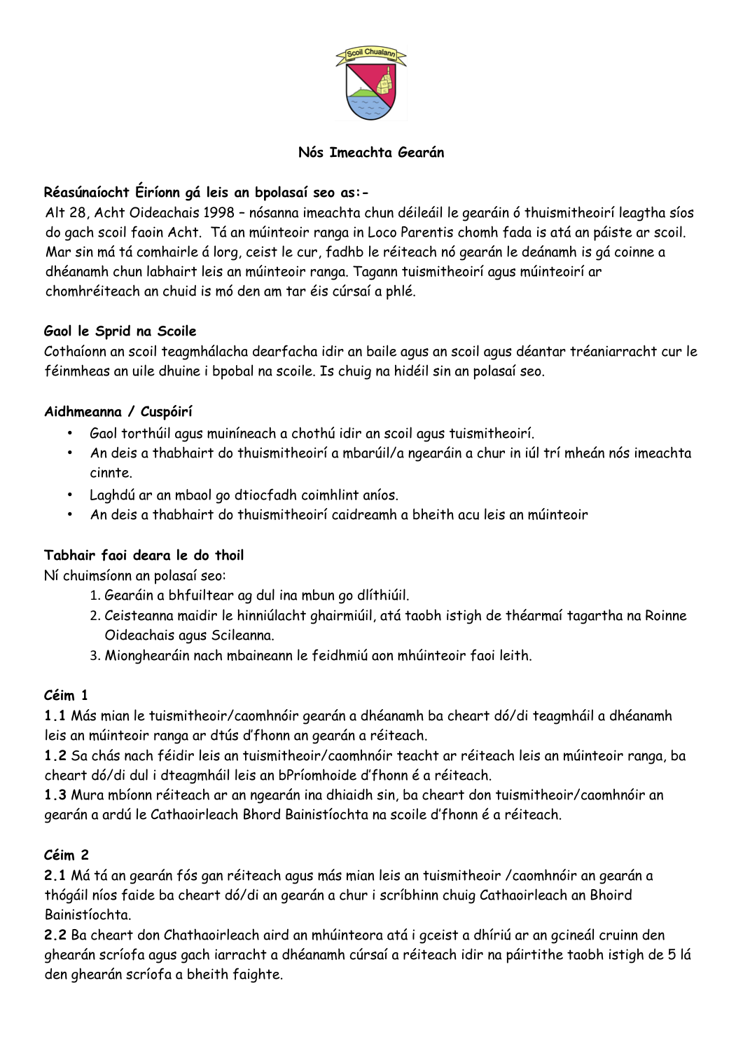# Nós Imeachta Gearán

## Réasúnaíocht Éiríonn gá leis an bpolasaí seo as:-

Alt 28, Acht Oideachais 1998 – nósanna imeachta chun déileáil le gearáin ó thuismitheoirí leagtha síos do gach scoil faoin Acht. Tá an múinteoir ranga in Loco Parentis chomh fada is atá an páiste ar scoil. Mar sin má tá comhairle á lorg, ceist le cur, fadhb le réiteach nó gearán le deánamh is gá coinne a dhéanamh chun labhairt leis an múinteoir ranga. Tagann tuismitheoirí agus múinteoirí ar chomhréiteach an chuid is mó den am tar éis cúrsaí a phlé.

## Gaol le Sprid na Scoile

Cothaíonn an scoil teagmhálacha dearfacha idir an baile agus an scoil agus déantar tréaniarracht cur le féinmheas an uile dhuine i bpobal na scoile. Is chuig na hidéil sin an polasaí seo.

## Aidhmeanna / Cuspóirí

- Gaol torthúil agus muiníneach a chothú idir an scoil agus tuismitheoirí.
- An deis a thabhairt do thuismitheoirí a mbarúil/a ngearáin a chur in iúl trí mheán nós imeachta cinnte.
- Laghdú ar an mbaol go dtiocfadh coimhlint aníos.
- An deis a thabhairt do thuismitheoirí caidreamh a bheith acu leis an múinteoir

## Tabhair faoi deara le do thoil

Ní chuimsíonn an polasaí seo:

1. Gearáin a bhfuiltear ag dul ina mbun go dlíthiúil.
2. Ceisteanna maidir le hinniúlacht ghairmiúil, atá taobh istigh de théarmaí tagartha na Roinne Oideachais agus Scileanna.
3. Mionghearáin nach mbaineann le feidhmiú aon mhúinteoir faoi leith.

## Céim 1

**1.1** Más mian le tuismitheoir/caomhnóir gearán a dhéanamh ba cheart dó/di teagmháil a dhéanamh leis an múinteoir ranga ar dtús d'fhonn an gearán a réiteach.

**1.2** Sa chás nach féidir leis an tuismitheoir/caomhnóir teacht ar réiteach leis an múinteoir ranga, ba cheart dó/di dul i dteagmháil leis an bPríomhoide d'fhonn é a réiteach.

**1.3** Mura mbíonn réiteach ar an ngearán ina dhiaidh sin, ba cheart don tuismitheoir/caomhnóir an gearán a ardú le Cathaoirleach Bhord Bainistíochta na scoile d'fhonn é a réiteach.

## Céim 2

**2.1** Má tá an gearán fós gan réiteach agus más mian leis an tuismitheoir /caomhnóir an gearán a thógáil níos faide ba cheart dó/di an gearán a chur i scríbhinn chuig Cathaoirleach an Bhoird Bainistíochta.

**2.2** Ba cheart don Chathaoirleach aird an mhúinteora atá i gceist a dhíriú ar an gcineál cruinn den ghearán scríofa agus gach iarracht a dhéanamh cúrsaí a réiteach idir na páirtithe taobh istigh de 5 lá den ghearán scríofa a bheith faighte.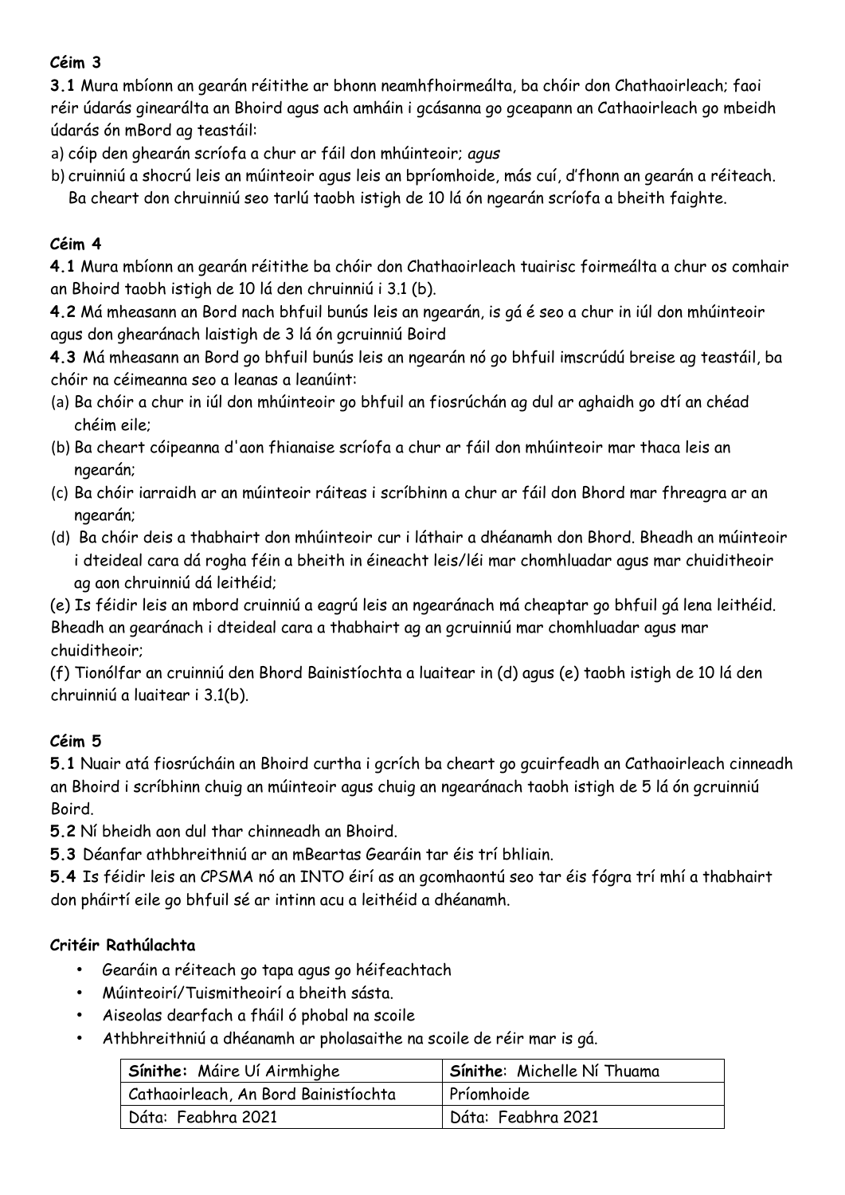**Céim 3**

**3.1** Mura mbíonn an gearán réitithe ar bhonn neamhfhoirmeálta, ba chóir don Chathaoirleach; faoi réir údarás ginearálta an Bhoird agus ach amháin i gcásanna go gceapann an Cathaoirleach go mbeidh údarás ón mBord ag teastáil:

a) cóip den ghearán scríofa a chur ar fáil don mhúinteoir; *agus*

b) cruinniú a shocrú leis an múinteoir agus leis an bpríomhoide, más cuí, d'fhonn an gearán a réiteach. Ba cheart don chruinniú seo tarlú taobh istigh de 10 lá ón ngearán scríofa a bheith faighte.

**Céim 4**

**4.1** Mura mbíonn an gearán réitithe ba chóir don Chathaoirleach tuairisc foirmeálta a chur os comhair an Bhoird taobh istigh de 10 lá den chruinniú i 3.1 (b).

**4.2** Má mheasann an Bord nach bhfuil bunús leis an ngearán, is gá é seo a chur in iúl don mhúinteoir agus don ghearánach laistigh de 3 lá ón gcruinniú Boird

**4.3** Má mheasann an Bord go bhfuil bunús leis an ngearán nó go bhfuil imscrúdú breise ag teastáil, ba chóir na céimeanna seo a leanas a leanúint:

(a) Ba chóir a chur in iúl don mhúinteoir go bhfuil an fiosrúchán ag dul ar aghaidh go dtí an chéad chéim eile;

(b) Ba cheart cóipeanna d'aon fhianaise scríofa a chur ar fáil don mhúinteoir mar thaca leis an ngearán;

(c) Ba chóir iarraidh ar an múinteoir ráiteas i scríbhinn a chur ar fáil don Bhord mar fhreagra ar an ngearán;

(d) Ba chóir deis a thabhairt don mhúinteoir cur i láthair a dhéanamh don Bhord. Bheadh an múinteoir i dteideal cara dá rogha féin a bheith in éineacht leis/léi mar chomhluadar agus mar chuiditheoir ag aon chruinniú dá leithéid;

(e) Is féidir leis an mbord cruinniú a eagrú leis an ngearánach má cheaptar go bhfuil gá lena leithéid. Bheadh an gearánach i dteideal cara a thabhairt ag an gcruinniú mar chomhluadar agus mar chuiditheoir;

(f) Tionólfar an cruinniú den Bhord Bainistíochta a luaitear in (d) agus (e) taobh istigh de 10 lá den chruinniú a luaitear i 3.1(b).

**Céim 5**

**5.1** Nuair atá fiosrúcháin an Bhoird curtha i gcrích ba cheart go gcuirfeadh an Cathaoirleach cinneadh an Bhoird i scríbhinn chuig an múinteoir agus chuig an ngearánach taobh istigh de 5 lá ón gcruinniú Boird.

**5.2** Ní bheidh aon dul thar chinneadh an Bhoird.

**5.3** Déanfar athbhreithniú ar an mBeartas Gearáin tar éis trí bhliain.

**5.4** Is féidir leis an CPSMA nó an INTO éirí as an gcomhaontú seo tar éis fógra trí mhí a thabhairt don pháirtí eile go bhfuil sé ar intinn acu a leithéid a dhéanamh.

**Critéir Rathúlachta**

- Gearáin a réiteach go tapa agus go héifeachtach
- Múinteoirí/Tuismitheoirí a bheith sásta.
- Aiseolas dearfach a fháil ó phobal na scoile
- Athbhreithniú a dhéanamh ar pholasaithe na scoile de réir mar is gá.

| | |
|---|---|
| **Sínithe:** Máire Uí Airmhighe | **Sínithe**: Michelle Ní Thuama |
| Cathaoirleach, An Bord Bainistíochta | Príomhoide |
| Dáta: Feabhra 2021 | Dáta: Feabhra 2021 |